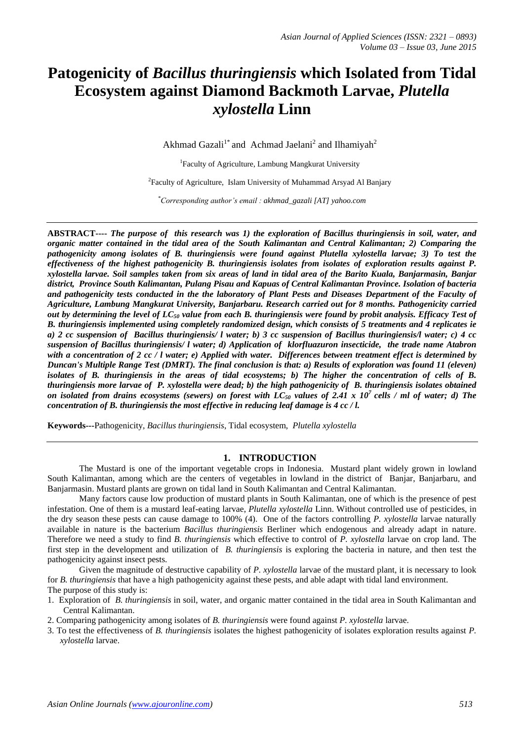# Patogenicity of *Bacillus thuringiensis* which Isolated from Tidal Ecosystem against Diamond Backmoth Larvae, *Plutella xylostella* Linn

Akhmad Gazali[1*] and Achmad Jaelani[2] and Ilhamiyah[2]

[1]Faculty of Agriculture, Lambung Mangkurat University

[2]Faculty of Agriculture, Islam University of Muhammad Arsyad Al Banjary

[*]*Corresponding author's email : akhmad_gazali [AT] yahoo.com*

---

**ABSTRACT----** ***The purpose of this research was 1) the exploration of Bacillus thuringiensis in soil, water, and organic matter contained in the tidal area of the South Kalimantan and Central Kalimantan; 2) Comparing the pathogenicity among isolates of B. thuringiensis were found against Plutella xylostella larvae; 3) To test the effectiveness of the highest pathogenicity B. thuringiensis isolates from isolates of exploration results against P. xylostella larvae. Soil samples taken from six areas of land in tidal area of the Barito Kuala, Banjarmasin, Banjar district, Province South Kalimantan, Pulang Pisau and Kapuas of Central Kalimantan Province. Isolation of bacteria and pathogenicity tests conducted in the the laboratory of Plant Pests and Diseases Department of the Faculty of Agriculture, Lambung Mangkurat University, Banjarbaru. Research carried out for 8 months. Pathogenicity carried out by determining the level of $LC_{50}$ value from each B. thuringiensis were found by probit analysis. Efficacy Test of B. thuringiensis implemented using completely randomized design, which consists of 5 treatments and 4 replicates ie a) 2 cc suspension of Bacillus thuringiensis/ l water; b) 3 cc suspension of Bacillus thuringiensis/l water; c) 4 cc suspension of Bacillus thuringiensis/ l water; d) Application of klorfluazuron insecticide, the trade name Atabron with a concentration of 2 cc / l water; e) Applied with water. Differences between treatment effect is determined by Duncan's Multiple Range Test (DMRT). The final conclusion is that: a) Results of exploration was found 11 (eleven) isolates of B. thuringiensis in the areas of tidal ecosystems; b) The higher the concentration of cells of B. thuringiensis more larvae of P. xylostella were dead; b) the high pathogenicity of B. thuringiensis isolates obtained on isolated from drains ecosystems (sewers) on forest with $LC_{50}$ values of $2.41 \times 10^7$ cells / ml of water; d) The concentration of B. thuringiensis the most effective in reducing leaf damage is 4 cc / l.***

**Keywords---**Pathogenicity, *Bacillus thuringiensis*, Tidal ecosystem, *Plutella xylostella*

---

## 1. INTRODUCTION

The Mustard is one of the important vegetable crops in Indonesia. Mustard plant widely grown in lowland South Kalimantan, among which are the centers of vegetables in lowland in the district of Banjar, Banjarbaru, and Banjarmasin. Mustard plants are grown on tidal land in South Kalimantan and Central Kalimantan.

Many factors cause low production of mustard plants in South Kalimantan, one of which is the presence of pest infestation. One of them is a mustard leaf-eating larvae, *Plutella xylostella* Linn. Without controlled use of pesticides, in the dry season these pests can cause damage to 100% (4). One of the factors controlling *P. xylostella* larvae naturally available in nature is the bacterium *Bacillus thuringiensis* Berliner which endogenous and already adapt in nature. Therefore we need a study to find *B. thuringiensis* which effective to control of *P. xylostella* larvae on crop land. The first step in the development and utilization of *B. thuringiensis* is exploring the bacteria in nature, and then test the pathogenicity against insect pests.

Given the magnitude of destructive capability of *P. xylostella* larvae of the mustard plant, it is necessary to look for *B. thuringiensis* that have a high pathogenicity against these pests, and able adapt with tidal land environment.

The purpose of this study is:

1. Exploration of *B. thuringiensis* in soil, water, and organic matter contained in the tidal area in South Kalimantan and Central Kalimantan.
2. Comparing pathogenicity among isolates of *B. thuringiensis* were found against *P. xylostella* larvae.
3. To test the effectiveness of *B. thuringiensis* isolates the highest pathogenicity of isolates exploration results against *P. xylostella* larvae.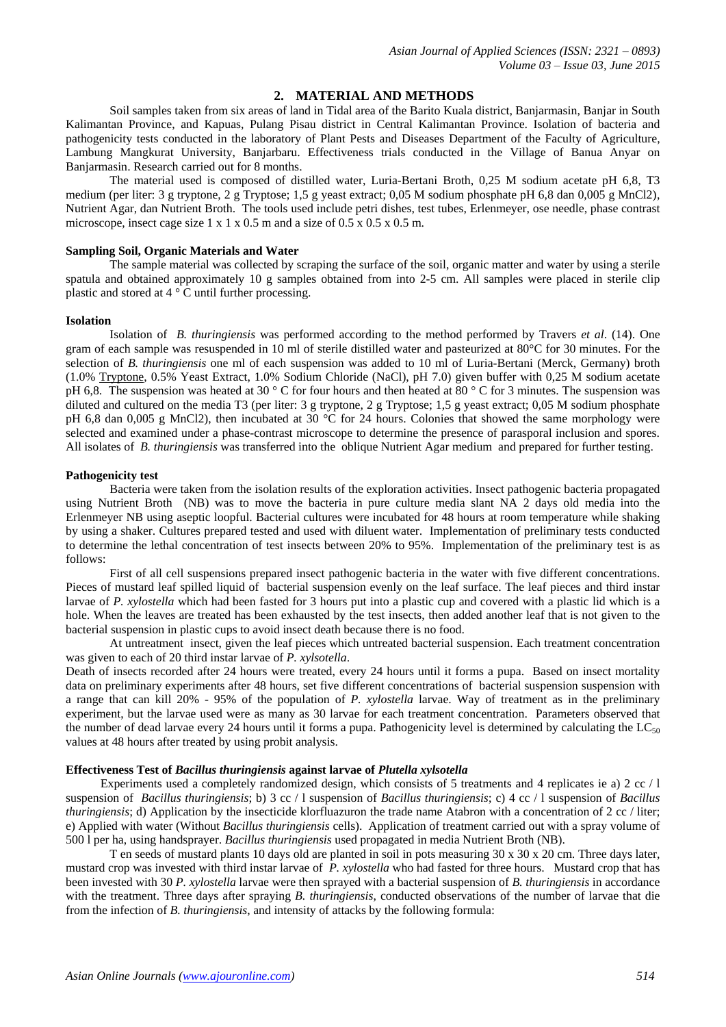## 2. MATERIAL AND METHODS

Soil samples taken from six areas of land in Tidal area of the Barito Kuala district, Banjarmasin, Banjar in South Kalimantan Province, and Kapuas, Pulang Pisau district in Central Kalimantan Province. Isolation of bacteria and pathogenicity tests conducted in the laboratory of Plant Pests and Diseases Department of the Faculty of Agriculture, Lambung Mangkurat University, Banjarbaru. Effectiveness trials conducted in the Village of Banua Anyar on Banjarmasin. Research carried out for 8 months.

The material used is composed of distilled water, Luria-Bertani Broth, 0,25 M sodium acetate pH 6,8, T3 medium (per liter: 3 g tryptone, 2 g Tryptose; 1,5 g yeast extract; 0,05 M sodium phosphate pH 6,8 dan 0,005 g $MnCl_2$), Nutrient Agar, dan Nutrient Broth. The tools used include petri dishes, test tubes, Erlenmeyer, ose needle, phase contrast microscope, insect cage size 1 x 1 x 0.5 m and a size of 0.5 x 0.5 x 0.5 m.

**Sampling Soil, Organic Materials and Water**

The sample material was collected by scraping the surface of the soil, organic matter and water by using a sterile spatula and obtained approximately 10 g samples obtained from into 2-5 cm. All samples were placed in sterile clip plastic and stored at 4 ° C until further processing.

**Isolation**

Isolation of *B. thuringiensis* was performed according to the method performed by Travers *et al*. (14). One gram of each sample was resuspended in 10 ml of sterile distilled water and pasteurized at 80°C for 30 minutes. For the selection of *B. thuringiensis* one ml of each suspension was added to 10 ml of Luria-Bertani (Merck, Germany) broth (1.0% Tryptone, 0.5% Yeast Extract, 1.0% Sodium Chloride (NaCl), pH 7.0) given buffer with 0,25 M sodium acetate pH 6,8. The suspension was heated at 30 ° C for four hours and then heated at 80 ° C for 3 minutes. The suspension was diluted and cultured on the media T3 (per liter: 3 g tryptone, 2 g Tryptose; 1,5 g yeast extract; 0,05 M sodium phosphate pH 6,8 dan 0,005 g $MnCl_2$), then incubated at 30 °C for 24 hours. Colonies that showed the same morphology were selected and examined under a phase-contrast microscope to determine the presence of parasporal inclusion and spores. All isolates of *B. thuringiensis* was transferred into the oblique Nutrient Agar medium and prepared for further testing.

**Pathogenicity test**

Bacteria were taken from the isolation results of the exploration activities. Insect pathogenic bacteria propagated using Nutrient Broth (NB) was to move the bacteria in pure culture media slant NA 2 days old media into the Erlenmeyer NB using aseptic loopful. Bacterial cultures were incubated for 48 hours at room temperature while shaking by using a shaker. Cultures prepared tested and used with diluent water. Implementation of preliminary tests conducted to determine the lethal concentration of test insects between 20% to 95%. Implementation of the preliminary test is as follows:

First of all cell suspensions prepared insect pathogenic bacteria in the water with five different concentrations. Pieces of mustard leaf spilled liquid of bacterial suspension evenly on the leaf surface. The leaf pieces and third instar larvae of *P. xylostella* which had been fasted for 3 hours put into a plastic cup and covered with a plastic lid which is a hole. When the leaves are treated has been exhausted by the test insects, then added another leaf that is not given to the bacterial suspension in plastic cups to avoid insect death because there is no food.

At untreatment insect, given the leaf pieces which untreated bacterial suspension. Each treatment concentration was given to each of 20 third instar larvae of *P. xylsotella*.

Death of insects recorded after 24 hours were treated, every 24 hours until it forms a pupa. Based on insect mortality data on preliminary experiments after 48 hours, set five different concentrations of bacterial suspension suspension with a range that can kill 20% - 95% of the population of *P. xylostella* larvae. Way of treatment as in the preliminary experiment, but the larvae used were as many as 30 larvae for each treatment concentration. Parameters observed that the number of dead larvae every 24 hours until it forms a pupa. Pathogenicity level is determined by calculating the $LC_{50}$ values at 48 hours after treated by using probit analysis.

**Effectiveness Test of *Bacillus thuringiensis* against larvae of *Plutella xylsotella***

Experiments used a completely randomized design, which consists of 5 treatments and 4 replicates ie a) 2 cc / l suspension of *Bacillus thuringiensis*; b) 3 cc / l suspension of *Bacillus thuringiensis*; c) 4 cc / l suspension of *Bacillus thuringiensis*; d) Application by the insecticide klorfluazuron the trade name Atabron with a concentration of 2 cc / liter; e) Applied with water (Without *Bacillus thuringiensis* cells). Application of treatment carried out with a spray volume of 500 l per ha, using handsprayer. *Bacillus thuringiensis* used propagated in media Nutrient Broth (NB).

T en seeds of mustard plants 10 days old are planted in soil in pots measuring 30 x 30 x 20 cm. Three days later, mustard crop was invested with third instar larvae of *P. xylostella* who had fasted for three hours. Mustard crop that has been invested with 30 *P. xylostella* larvae were then sprayed with a bacterial suspension of *B. thuringiensis* in accordance with the treatment. Three days after spraying *B. thuringiensis*, conducted observations of the number of larvae that die from the infection of *B. thuringiensis*, and intensity of attacks by the following formula: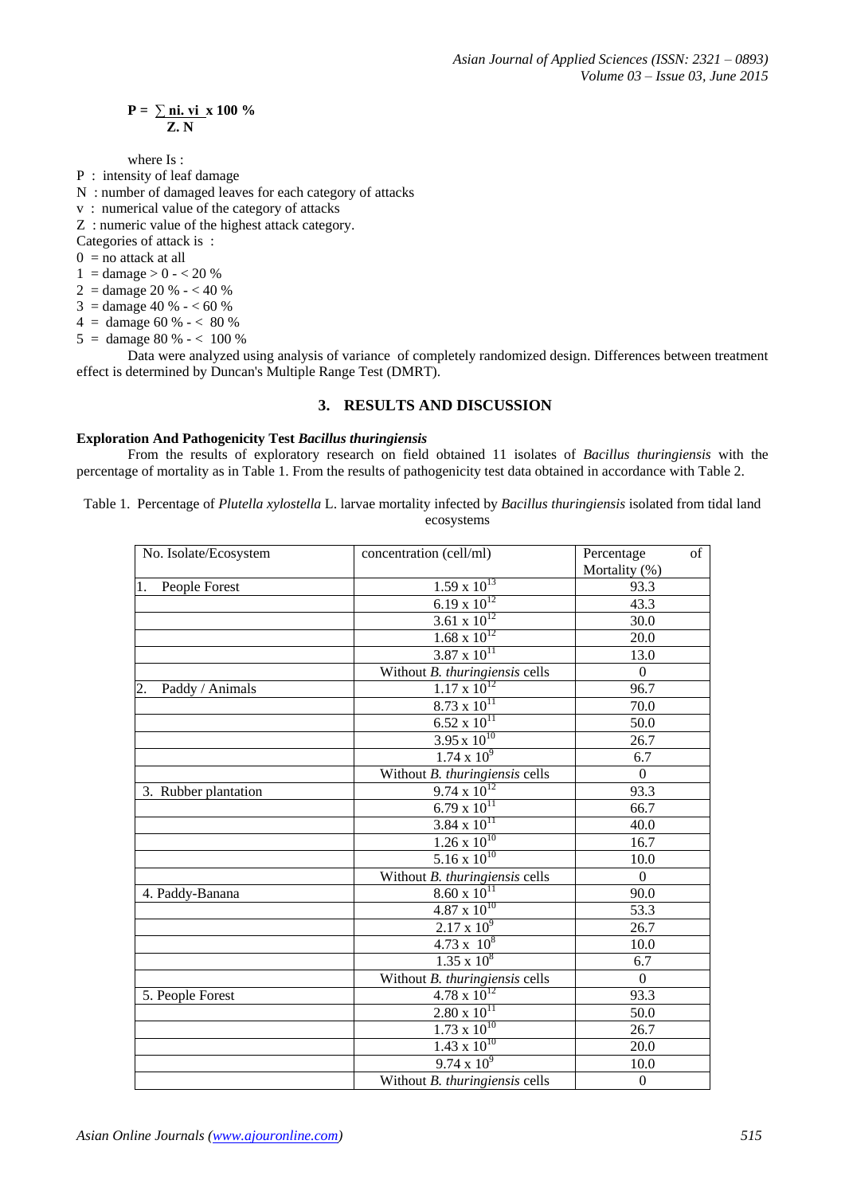$$P = \frac{\sum ni.\ vi}{Z.\ N} \times 100\ \%$$

where Is :

P : intensity of leaf damage
N : number of damaged leaves for each category of attacks
v : numerical value of the category of attacks
Z : numeric value of the highest attack category.
Categories of attack is :
0 = no attack at all
1 = damage > 0 - < 20 %
2 = damage 20 % - < 40 %
3 = damage 40 % - < 60 %
4 = damage 60 % - < 80 %
5 = damage 80 % - < 100 %

Data were analyzed using analysis of variance of completely randomized design. Differences between treatment effect is determined by Duncan's Multiple Range Test (DMRT).

## 3. RESULTS AND DISCUSSION

### Exploration And Pathogenicity Test *Bacillus thuringiensis*

From the results of exploratory research on field obtained 11 isolates of *Bacillus thuringiensis* with the percentage of mortality as in Table 1. From the results of pathogenicity test data obtained in accordance with Table 2.

Table 1. Percentage of *Plutella xylostella* L. larvae mortality infected by *Bacillus thuringiensis* isolated from tidal land ecosystems

| No. Isolate/Ecosystem | concentration (cell/ml) | Percentage of Mortality (%) |
|---|---|---|
| 1. People Forest | $1.59 \times 10^{13}$ | 93.3 |
| | $6.19 \times 10^{12}$ | 43.3 |
| | $3.61 \times 10^{12}$ | 30.0 |
| | $1.68 \times 10^{12}$ | 20.0 |
| | $3.87 \times 10^{11}$ | 13.0 |
| | Without *B. thuringiensis* cells | 0 |
| 2. Paddy / Animals | $1.17 \times 10^{12}$ | 96.7 |
| | $8.73 \times 10^{11}$ | 70.0 |
| | $6.52 \times 10^{11}$ | 50.0 |
| | $3.95 \times 10^{10}$ | 26.7 |
| | $1.74 \times 10^{9}$ | 6.7 |
| | Without *B. thuringiensis* cells | 0 |
| 3. Rubber plantation | $9.74 \times 10^{12}$ | 93.3 |
| | $6.79 \times 10^{11}$ | 66.7 |
| | $3.84 \times 10^{11}$ | 40.0 |
| | $1.26 \times 10^{10}$ | 16.7 |
| | $5.16 \times 10^{10}$ | 10.0 |
| | Without *B. thuringiensis* cells | 0 |
| 4. Paddy-Banana | $8.60 \times 10^{11}$ | 90.0 |
| | $4.87 \times 10^{10}$ | 53.3 |
| | $2.17 \times 10^{9}$ | 26.7 |
| | $4.73 \times 10^{8}$ | 10.0 |
| | $1.35 \times 10^{8}$ | 6.7 |
| | Without *B. thuringiensis* cells | 0 |
| 5. People Forest | $4.78 \times 10^{12}$ | 93.3 |
| | $2.80 \times 10^{11}$ | 50.0 |
| | $1.73 \times 10^{10}$ | 26.7 |
| | $1.43 \times 10^{10}$ | 20.0 |
| | $9.74 \times 10^{9}$ | 10.0 |
| | Without *B. thuringiensis* cells | 0 |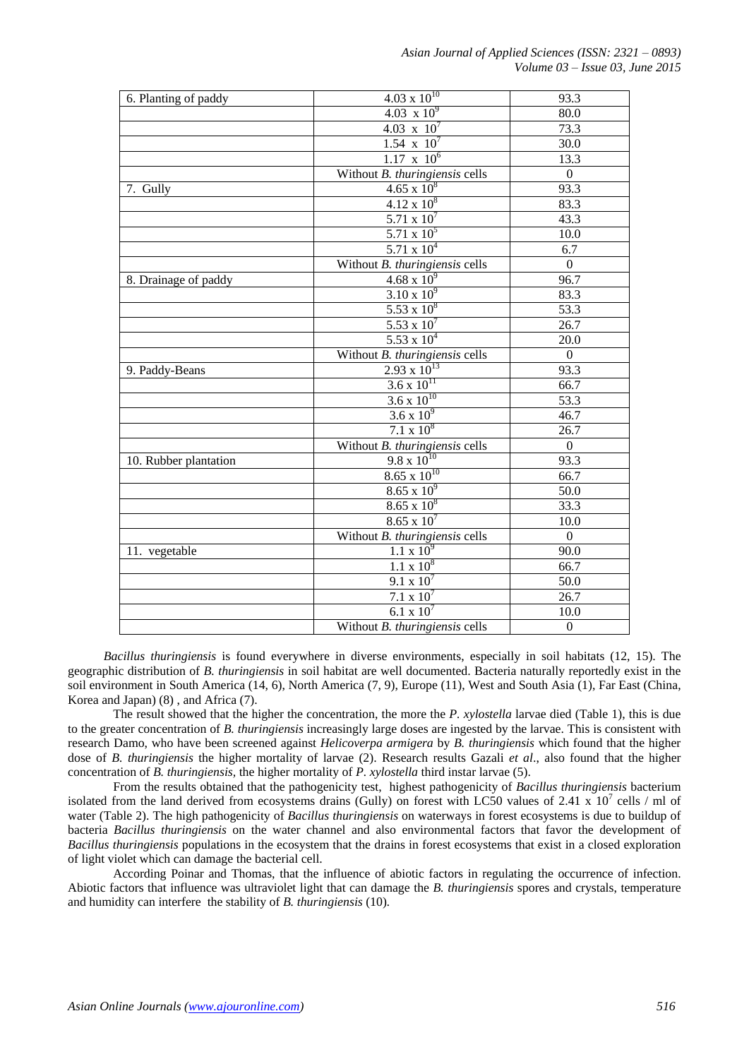| | | |
|---|---|---|
| 6. Planting of paddy | $4.03 \times 10^{10}$ | 93.3 |
| | $4.03 \times 10^{9}$ | 80.0 |
| | $4.03 \times 10^{7}$ | 73.3 |
| | $1.54 \times 10^{7}$ | 30.0 |
| | $1.17 \times 10^{6}$ | 13.3 |
| | Without *B. thuringiensis* cells | 0 |
| 7. Gully | $4.65 \times 10^{8}$ | 93.3 |
| | $4.12 \times 10^{8}$ | 83.3 |
| | $5.71 \times 10^{7}$ | 43.3 |
| | $5.71 \times 10^{5}$ | 10.0 |
| | $5.71 \times 10^{4}$ | 6.7 |
| | Without *B. thuringiensis* cells | 0 |
| 8. Drainage of paddy | $4.68 \times 10^{9}$ | 96.7 |
| | $3.10 \times 10^{9}$ | 83.3 |
| | $5.53 \times 10^{8}$ | 53.3 |
| | $5.53 \times 10^{7}$ | 26.7 |
| | $5.53 \times 10^{4}$ | 20.0 |
| | Without *B. thuringiensis* cells | 0 |
| 9. Paddy-Beans | $2.93 \times 10^{13}$ | 93.3 |
| | $3.6 \times 10^{11}$ | 66.7 |
| | $3.6 \times 10^{10}$ | 53.3 |
| | $3.6 \times 10^{9}$ | 46.7 |
| | $7.1 \times 10^{8}$ | 26.7 |
| | Without *B. thuringiensis* cells | 0 |
| 10. Rubber plantation | $9.8 \times 10^{10}$ | 93.3 |
| | $8.65 \times 10^{10}$ | 66.7 |
| | $8.65 \times 10^{9}$ | 50.0 |
| | $8.65 \times 10^{8}$ | 33.3 |
| | $8.65 \times 10^{7}$ | 10.0 |
| | Without *B. thuringiensis* cells | 0 |
| 11. vegetable | $1.1 \times 10^{9}$ | 90.0 |
| | $1.1 \times 10^{8}$ | 66.7 |
| | $9.1 \times 10^{7}$ | 50.0 |
| | $7.1 \times 10^{7}$ | 26.7 |
| | $6.1 \times 10^{7}$ | 10.0 |
| | Without *B. thuringiensis* cells | 0 |

*Bacillus thuringiensis* is found everywhere in diverse environments, especially in soil habitats (12, 15). The geographic distribution of *B. thuringiensis* in soil habitat are well documented. Bacteria naturally reportedly exist in the soil environment in South America (14, 6), North America (7, 9), Europe (11), West and South Asia (1), Far East (China, Korea and Japan) (8) , and Africa (7).

The result showed that the higher the concentration, the more the *P. xylostella* larvae died (Table 1), this is due to the greater concentration of *B. thuringiensis* increasingly large doses are ingested by the larvae. This is consistent with research Damo, who have been screened against *Helicoverpa armigera* by *B. thuringiensis* which found that the higher dose of *B. thuringiensis* the higher mortality of larvae (2). Research results Gazali *et al*., also found that the higher concentration of *B. thuringiensis*, the higher mortality of *P. xylostella* third instar larvae (5).

From the results obtained that the pathogenicity test, highest pathogenicity of *Bacillus thuringiensis* bacterium isolated from the land derived from ecosystems drains (Gully) on forest with LC50 values of $2.41 \times 10^{7}$ cells / ml of water (Table 2). The high pathogenicity of *Bacillus thuringiensis* on waterways in forest ecosystems is due to buildup of bacteria *Bacillus thuringiensis* on the water channel and also environmental factors that favor the development of *Bacillus thuringiensis* populations in the ecosystem that the drains in forest ecosystems that exist in a closed exploration of light violet which can damage the bacterial cell.

According Poinar and Thomas, that the influence of abiotic factors in regulating the occurrence of infection. Abiotic factors that influence was ultraviolet light that can damage the *B. thuringiensis* spores and crystals, temperature and humidity can interfere the stability of *B. thuringiensis* (10).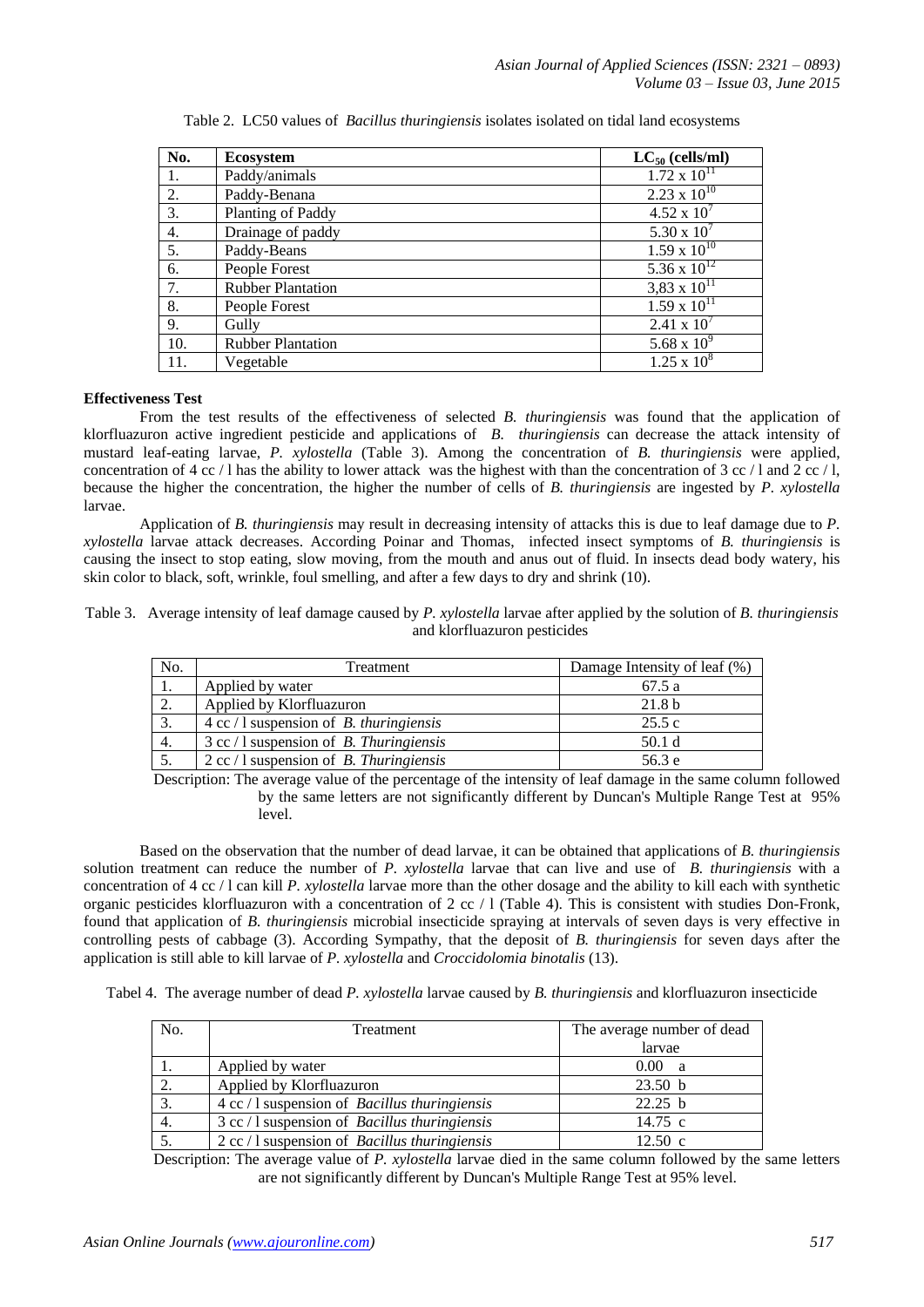Table 2. LC50 values of *Bacillus thuringiensis* isolates isolated on tidal land ecosystems

| No. | Ecosystem | $LC_{50}$ (cells/ml) |
|---|---|---|
| 1. | Paddy/animals | $1.72 \times 10^{11}$ |
| 2. | Paddy-Benana | $2.23 \times 10^{10}$ |
| 3. | Planting of Paddy | $4.52 \times 10^{7}$ |
| 4. | Drainage of paddy | $5.30 \times 10^{7}$ |
| 5. | Paddy-Beans | $1.59 \times 10^{10}$ |
| 6. | People Forest | $5.36 \times 10^{12}$ |
| 7. | Rubber Plantation | $3,83 \times 10^{11}$ |
| 8. | People Forest | $1.59 \times 10^{11}$ |
| 9. | Gully | $2.41 \times 10^{7}$ |
| 10. | Rubber Plantation | $5.68 \times 10^{9}$ |
| 11. | Vegetable | $1.25 \times 10^{8}$ |

**Effectiveness Test**

From the test results of the effectiveness of selected *B. thuringiensis* was found that the application of klorfluazuron active ingredient pesticide and applications of *B. thuringiensis* can decrease the attack intensity of mustard leaf-eating larvae, *P. xylostella* (Table 3). Among the concentration of *B. thuringiensis* were applied, concentration of 4 cc / l has the ability to lower attack was the highest with than the concentration of 3 cc / l and 2 cc / l, because the higher the concentration, the higher the number of cells of *B. thuringiensis* are ingested by *P. xylostella* larvae.

Application of *B. thuringiensis* may result in decreasing intensity of attacks this is due to leaf damage due to *P. xylostella* larvae attack decreases. According Poinar and Thomas, infected insect symptoms of *B. thuringiensis* is causing the insect to stop eating, slow moving, from the mouth and anus out of fluid. In insects dead body watery, his skin color to black, soft, wrinkle, foul smelling, and after a few days to dry and shrink (10).

Table 3. Average intensity of leaf damage caused by *P. xylostella* larvae after applied by the solution of *B. thuringiensis* and klorfluazuron pesticides

| No. | Treatment | Damage Intensity of leaf (%) |
|---|---|---|
| 1. | Applied by water | 67.5 a |
| 2. | Applied by Klorfluazuron | 21.8 b |
| 3. | 4 cc / l suspension of *B. thuringiensis* | 25.5 c |
| 4. | 3 cc / l suspension of *B. Thuringiensis* | 50.1 d |
| 5. | 2 cc / l suspension of *B. Thuringiensis* | 56.3 e |

Description: The average value of the percentage of the intensity of leaf damage in the same column followed by the same letters are not significantly different by Duncan's Multiple Range Test at 95% level.

Based on the observation that the number of dead larvae, it can be obtained that applications of *B. thuringiensis* solution treatment can reduce the number of *P. xylostella* larvae that can live and use of *B. thuringiensis* with a concentration of 4 cc / l can kill *P. xylostella* larvae more than the other dosage and the ability to kill each with synthetic organic pesticides klorfluazuron with a concentration of 2 cc / l (Table 4). This is consistent with studies Don-Fronk, found that application of *B. thuringiensis* microbial insecticide spraying at intervals of seven days is very effective in controlling pests of cabbage (3). According Sympathy, that the deposit of *B. thuringiensis* for seven days after the application is still able to kill larvae of *P. xylostella* and *Croccidolomia binotalis* (13).

Tabel 4. The average number of dead *P. xylostella* larvae caused by *B. thuringiensis* and klorfluazuron insecticide

| No. | Treatment | The average number of dead larvae |
|---|---|---|
| 1. | Applied by water | 0.00 a |
| 2. | Applied by Klorfluazuron | 23.50 b |
| 3. | 4 cc / l suspension of *Bacillus thuringiensis* | 22.25 b |
| 4. | 3 cc / l suspension of *Bacillus thuringiensis* | 14.75 c |
| 5. | 2 cc / l suspension of *Bacillus thuringiensis* | 12.50 c |

Description: The average value of *P. xylostella* larvae died in the same column followed by the same letters are not significantly different by Duncan's Multiple Range Test at 95% level.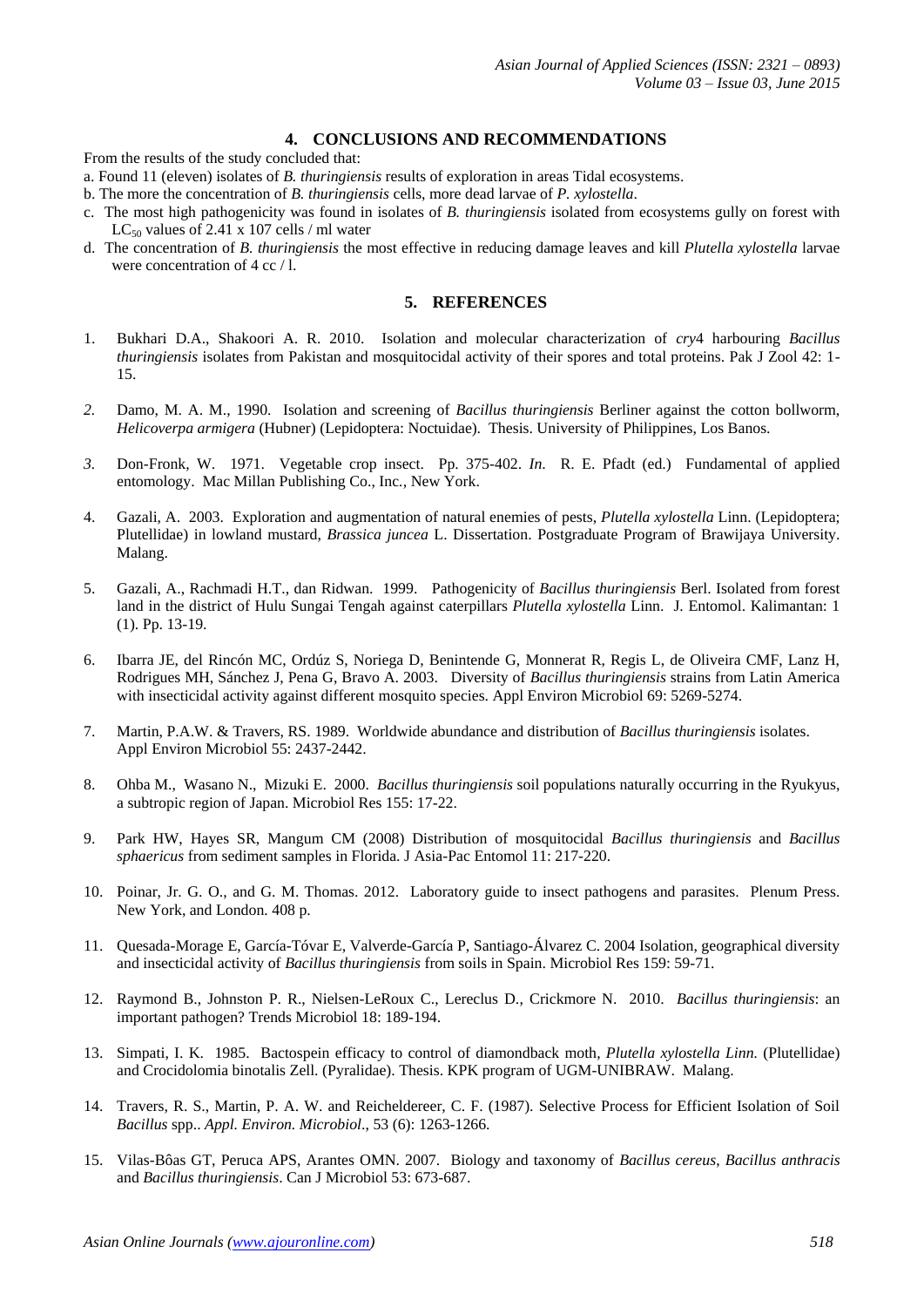## 4. CONCLUSIONS AND RECOMMENDATIONS

From the results of the study concluded that:

a. Found 11 (eleven) isolates of *B. thuringiensis* results of exploration in areas Tidal ecosystems.

b. The more the concentration of *B. thuringiensis* cells, more dead larvae of *P. xylostella*.

c. The most high pathogenicity was found in isolates of *B. thuringiensis* isolated from ecosystems gully on forest with $LC_{50}$ values of 2.41 x 107 cells / ml water

d. The concentration of *B. thuringiensis* the most effective in reducing damage leaves and kill *Plutella xylostella* larvae were concentration of 4 cc / l.

## 5. REFERENCES

1. Bukhari D.A., Shakoori A. R. 2010. Isolation and molecular characterization of *cry*4 harbouring *Bacillus thuringiensis* isolates from Pakistan and mosquitocidal activity of their spores and total proteins. Pak J Zool 42: 1-15.

2. Damo, M. A. M., 1990. Isolation and screening of *Bacillus thuringiensis* Berliner against the cotton bollworm, *Helicoverpa armigera* (Hubner) (Lepidoptera: Noctuidae). Thesis. University of Philippines, Los Banos.

3. Don-Fronk, W. 1971. Vegetable crop insect. Pp. 375-402. *In*. R. E. Pfadt (ed.) Fundamental of applied entomology. Mac Millan Publishing Co., Inc., New York.

4. Gazali, A. 2003. Exploration and augmentation of natural enemies of pests, *Plutella xylostella* Linn. (Lepidoptera; Plutellidae) in lowland mustard, *Brassica juncea* L. Dissertation. Postgraduate Program of Brawijaya University. Malang.

5. Gazali, A., Rachmadi H.T., dan Ridwan. 1999. Pathogenicity of *Bacillus thuringiensis* Berl. Isolated from forest land in the district of Hulu Sungai Tengah against caterpillars *Plutella xylostella* Linn. J. Entomol. Kalimantan: 1 (1). Pp. 13-19.

6. Ibarra JE, del Rincón MC, Ordúz S, Noriega D, Benintende G, Monnerat R, Regis L, de Oliveira CMF, Lanz H, Rodrigues MH, Sánchez J, Pena G, Bravo A. 2003. Diversity of *Bacillus thuringiensis* strains from Latin America with insecticidal activity against different mosquito species. Appl Environ Microbiol 69: 5269-5274.

7. Martin, P.A.W. & Travers, RS. 1989. Worldwide abundance and distribution of *Bacillus thuringiensis* isolates. Appl Environ Microbiol 55: 2437-2442.

8. Ohba M., Wasano N., Mizuki E. 2000. *Bacillus thuringiensis* soil populations naturally occurring in the Ryukyus, a subtropic region of Japan. Microbiol Res 155: 17-22.

9. Park HW, Hayes SR, Mangum CM (2008) Distribution of mosquitocidal *Bacillus thuringiensis* and *Bacillus sphaericus* from sediment samples in Florida. J Asia-Pac Entomol 11: 217-220.

10. Poinar, Jr. G. O., and G. M. Thomas. 2012. Laboratory guide to insect pathogens and parasites. Plenum Press. New York, and London. 408 p.

11. Quesada-Morage E, García-Tóvar E, Valverde-García P, Santiago-Álvarez C. 2004 Isolation, geographical diversity and insecticidal activity of *Bacillus thuringiensis* from soils in Spain. Microbiol Res 159: 59-71.

12. Raymond B., Johnston P. R., Nielsen-LeRoux C., Lereclus D., Crickmore N. 2010. *Bacillus thuringiensis*: an important pathogen? Trends Microbiol 18: 189-194.

13. Simpati, I. K. 1985. Bactospein efficacy to control of diamondback moth, *Plutella xylostella Linn.* (Plutellidae) and Crocidolomia binotalis Zell. (Pyralidae). Thesis. KPK program of UGM-UNIBRAW. Malang.

14. Travers, R. S., Martin, P. A. W. and Reicheldereer, C. F. (1987). Selective Process for Efficient Isolation of Soil *Bacillus* spp.. *Appl. Environ. Microbiol*., 53 (6): 1263-1266.

15. Vilas-Bôas GT, Peruca APS, Arantes OMN. 2007. Biology and taxonomy of *Bacillus cereus*, *Bacillus anthracis* and *Bacillus thuringiensis*. Can J Microbiol 53: 673-687.